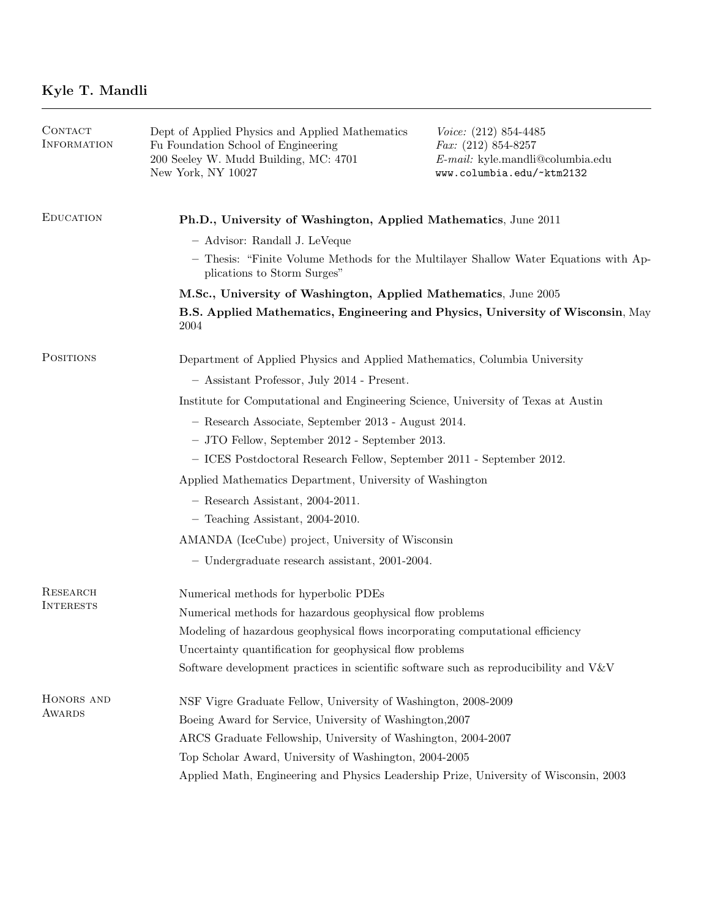# Kyle T. Mandli

---

## Contact Information

Dept of Applied Physics and Applied Mathematics
Fu Foundation School of Engineering
200 Seeley W. Mudd Building, MC: 4701
New York, NY 10027

*Voice:* (212) 854-4485
*Fax:* (212) 854-8257
*E-mail:* kyle.mandli@columbia.edu
`www.columbia.edu/~ktm2132`

## Education

**Ph.D., University of Washington, Applied Mathematics**, June 2011

- Advisor: Randall J. LeVeque
- Thesis: "Finite Volume Methods for the Multilayer Shallow Water Equations with Applications to Storm Surges"

**M.Sc., University of Washington, Applied Mathematics**, June 2005

**B.S. Applied Mathematics, Engineering and Physics, University of Wisconsin**, May 2004

## Positions

Department of Applied Physics and Applied Mathematics, Columbia University

- Assistant Professor, July 2014 - Present.

Institute for Computational and Engineering Science, University of Texas at Austin

- Research Associate, September 2013 - August 2014.
- JTO Fellow, September 2012 - September 2013.
- ICES Postdoctoral Research Fellow, September 2011 - September 2012.

Applied Mathematics Department, University of Washington

- Research Assistant, 2004-2011.
- Teaching Assistant, 2004-2010.

AMANDA (IceCube) project, University of Wisconsin

- Undergraduate research assistant, 2001-2004.

## Research Interests

Numerical methods for hyperbolic PDEs

Numerical methods for hazardous geophysical flow problems

Modeling of hazardous geophysical flows incorporating computational efficiency

Uncertainty quantification for geophysical flow problems

Software development practices in scientific software such as reproducibility and V&V

## Honors and Awards

NSF Vigre Graduate Fellow, University of Washington, 2008-2009

Boeing Award for Service, University of Washington,2007

ARCS Graduate Fellowship, University of Washington, 2004-2007

Top Scholar Award, University of Washington, 2004-2005

Applied Math, Engineering and Physics Leadership Prize, University of Wisconsin, 2003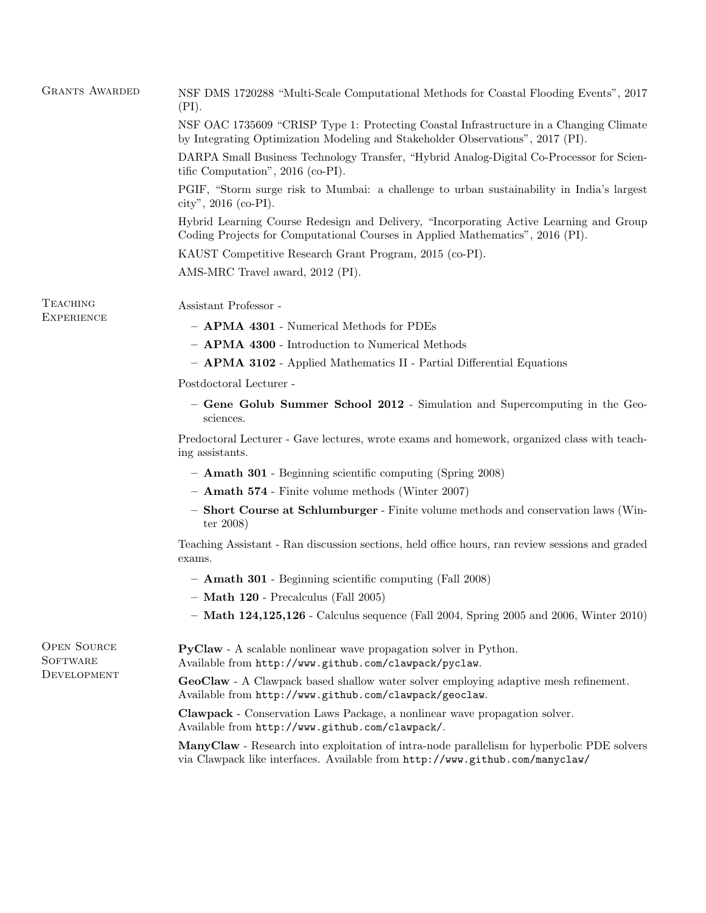## Grants Awarded

NSF DMS 1720288 "Multi-Scale Computational Methods for Coastal Flooding Events", 2017 (PI).

NSF OAC 1735609 "CRISP Type 1: Protecting Coastal Infrastructure in a Changing Climate by Integrating Optimization Modeling and Stakeholder Observations", 2017 (PI).

DARPA Small Business Technology Transfer, "Hybrid Analog-Digital Co-Processor for Scientific Computation", 2016 (co-PI).

PGIF, "Storm surge risk to Mumbai: a challenge to urban sustainability in India's largest city", 2016 (co-PI).

Hybrid Learning Course Redesign and Delivery, "Incorporating Active Learning and Group Coding Projects for Computational Courses in Applied Mathematics", 2016 (PI).

KAUST Competitive Research Grant Program, 2015 (co-PI).

AMS-MRC Travel award, 2012 (PI).

## Teaching Experience

Assistant Professor -

- **APMA 4301** - Numerical Methods for PDEs
- **APMA 4300** - Introduction to Numerical Methods
- **APMA 3102** - Applied Mathematics II - Partial Differential Equations

Postdoctoral Lecturer -

- **Gene Golub Summer School 2012** - Simulation and Supercomputing in the Geosciences.

Predoctoral Lecturer - Gave lectures, wrote exams and homework, organized class with teaching assistants.

- **Amath 301** - Beginning scientific computing (Spring 2008)
- **Amath 574** - Finite volume methods (Winter 2007)
- **Short Course at Schlumburger** - Finite volume methods and conservation laws (Winter 2008)

Teaching Assistant - Ran discussion sections, held office hours, ran review sessions and graded exams.

- **Amath 301** - Beginning scientific computing (Fall 2008)
- **Math 120** - Precalculus (Fall 2005)
- **Math 124,125,126** - Calculus sequence (Fall 2004, Spring 2005 and 2006, Winter 2010)

## Open Source Software Development

**PyClaw** - A scalable nonlinear wave propagation solver in Python.
Available from `http://www.github.com/clawpack/pyclaw`.

**GeoClaw** - A Clawpack based shallow water solver employing adaptive mesh refinement.
Available from `http://www.github.com/clawpack/geoclaw`.

**Clawpack** - Conservation Laws Package, a nonlinear wave propagation solver.
Available from `http://www.github.com/clawpack/`.

**ManyClaw** - Research into exploitation of intra-node parallelism for hyperbolic PDE solvers via Clawpack like interfaces. Available from `http://www.github.com/manyclaw/`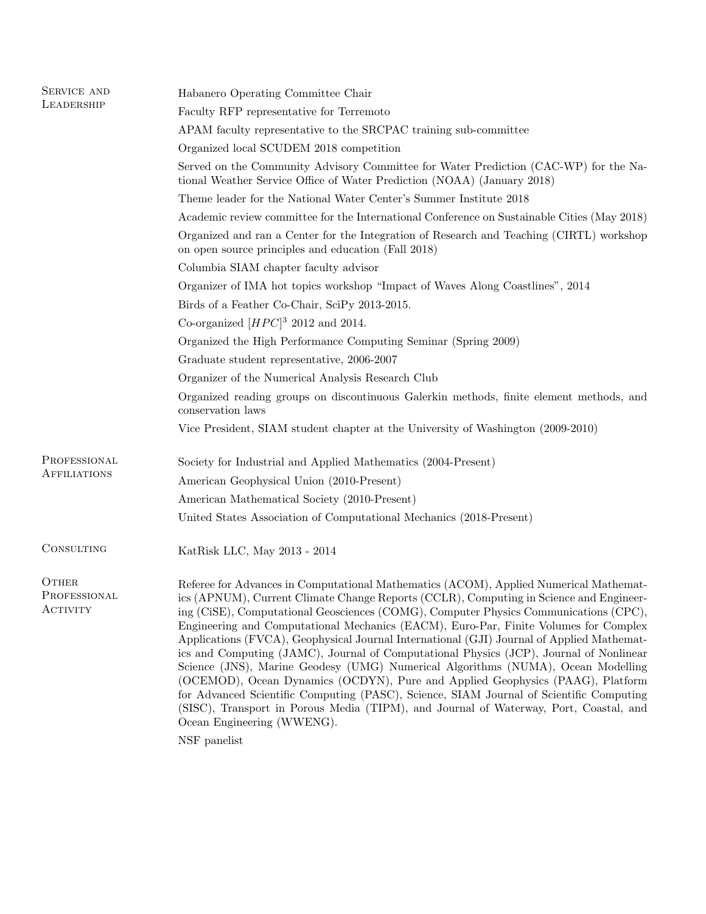## Service and Leadership

Habanero Operating Committee Chair

Faculty RFP representative for Terremoto

APAM faculty representative to the SRCPAC training sub-committee

Organized local SCUDEM 2018 competition

Served on the Community Advisory Committee for Water Prediction (CAC-WP) for the National Weather Service Office of Water Prediction (NOAA) (January 2018)

Theme leader for the National Water Center's Summer Institute 2018

Academic review committee for the International Conference on Sustainable Cities (May 2018)

Organized and ran a Center for the Integration of Research and Teaching (CIRTL) workshop on open source principles and education (Fall 2018)

Columbia SIAM chapter faculty advisor

Organizer of IMA hot topics workshop "Impact of Waves Along Coastlines", 2014

Birds of a Feather Co-Chair, SciPy 2013-2015.

Co-organized $[HPC]^3$ 2012 and 2014.

Organized the High Performance Computing Seminar (Spring 2009)

Graduate student representative, 2006-2007

Organizer of the Numerical Analysis Research Club

Organized reading groups on discontinuous Galerkin methods, finite element methods, and conservation laws

Vice President, SIAM student chapter at the University of Washington (2009-2010)

## Professional Affiliations

Society for Industrial and Applied Mathematics (2004-Present)

American Geophysical Union (2010-Present)

American Mathematical Society (2010-Present)

United States Association of Computational Mechanics (2018-Present)

## Consulting

KatRisk LLC, May 2013 - 2014

## Other Professional Activity

Referee for Advances in Computational Mathematics (ACOM), Applied Numerical Mathematics (APNUM), Current Climate Change Reports (CCLR), Computing in Science and Engineering (CiSE), Computational Geosciences (COMG), Computer Physics Communications (CPC), Engineering and Computational Mechanics (EACM), Euro-Par, Finite Volumes for Complex Applications (FVCA), Geophysical Journal International (GJI) Journal of Applied Mathematics and Computing (JAMC), Journal of Computational Physics (JCP), Journal of Nonlinear Science (JNS), Marine Geodesy (UMG) Numerical Algorithms (NUMA), Ocean Modelling (OCEMOD), Ocean Dynamics (OCDYN), Pure and Applied Geophysics (PAAG), Platform for Advanced Scientific Computing (PASC), Science, SIAM Journal of Scientific Computing (SISC), Transport in Porous Media (TIPM), and Journal of Waterway, Port, Coastal, and Ocean Engineering (WWENG).

NSF panelist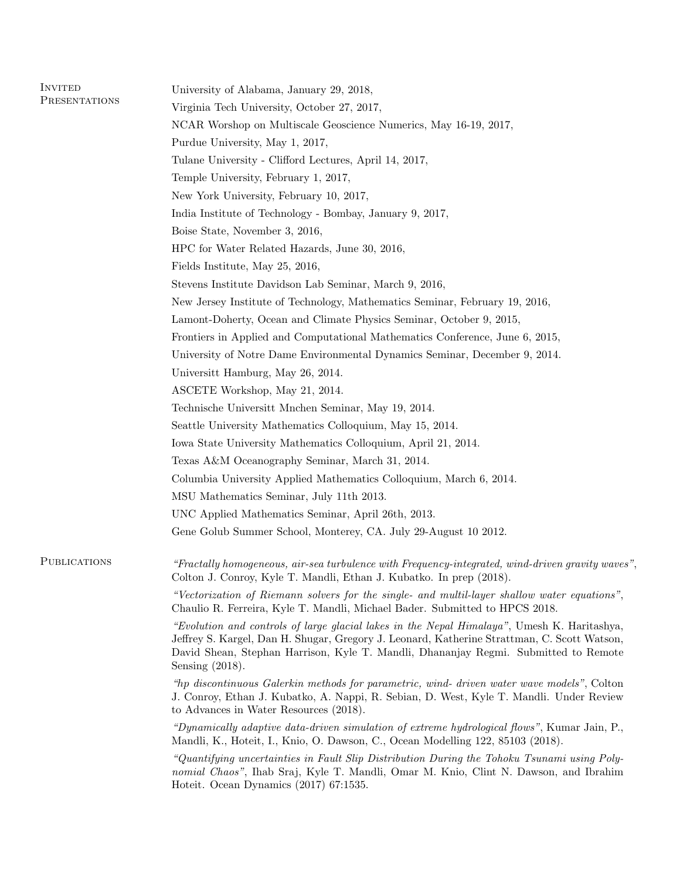## Invited Presentations

University of Alabama, January 29, 2018,

Virginia Tech University, October 27, 2017,

NCAR Worshop on Multiscale Geoscience Numerics, May 16-19, 2017,

Purdue University, May 1, 2017,

Tulane University - Clifford Lectures, April 14, 2017,

Temple University, February 1, 2017,

New York University, February 10, 2017,

India Institute of Technology - Bombay, January 9, 2017,

Boise State, November 3, 2016,

HPC for Water Related Hazards, June 30, 2016,

Fields Institute, May 25, 2016,

Stevens Institute Davidson Lab Seminar, March 9, 2016,

New Jersey Institute of Technology, Mathematics Seminar, February 19, 2016,

Lamont-Doherty, Ocean and Climate Physics Seminar, October 9, 2015,

Frontiers in Applied and Computational Mathematics Conference, June 6, 2015,

University of Notre Dame Environmental Dynamics Seminar, December 9, 2014.

Universitt Hamburg, May 26, 2014.

ASCETE Workshop, May 21, 2014.

Technische Universitt Mnchen Seminar, May 19, 2014.

Seattle University Mathematics Colloquium, May 15, 2014.

Iowa State University Mathematics Colloquium, April 21, 2014.

Texas A&M Oceanography Seminar, March 31, 2014.

Columbia University Applied Mathematics Colloquium, March 6, 2014.

MSU Mathematics Seminar, July 11th 2013.

UNC Applied Mathematics Seminar, April 26th, 2013.

Gene Golub Summer School, Monterey, CA. July 29-August 10 2012.

## Publications

*"Fractally homogeneous, air-sea turbulence with Frequency-integrated, wind-driven gravity waves"*, Colton J. Conroy, Kyle T. Mandli, Ethan J. Kubatko. In prep (2018).

*"Vectorization of Riemann solvers for the single- and multil-layer shallow water equations"*, Chaulio R. Ferreira, Kyle T. Mandli, Michael Bader. Submitted to HPCS 2018.

*"Evolution and controls of large glacial lakes in the Nepal Himalaya"*, Umesh K. Haritashya, Jeffrey S. Kargel, Dan H. Shugar, Gregory J. Leonard, Katherine Strattman, C. Scott Watson, David Shean, Stephan Harrison, Kyle T. Mandli, Dhananjay Regmi. Submitted to Remote Sensing (2018).

*"hp discontinuous Galerkin methods for parametric, wind- driven water wave models"*, Colton J. Conroy, Ethan J. Kubatko, A. Nappi, R. Sebian, D. West, Kyle T. Mandli. Under Review to Advances in Water Resources (2018).

*"Dynamically adaptive data-driven simulation of extreme hydrological flows"*, Kumar Jain, P., Mandli, K., Hoteit, I., Knio, O. Dawson, C., Ocean Modelling 122, 85103 (2018).

*"Quantifying uncertainties in Fault Slip Distribution During the Tohoku Tsunami using Polynomial Chaos"*, Ihab Sraj, Kyle T. Mandli, Omar M. Knio, Clint N. Dawson, and Ibrahim Hoteit. Ocean Dynamics (2017) 67:1535.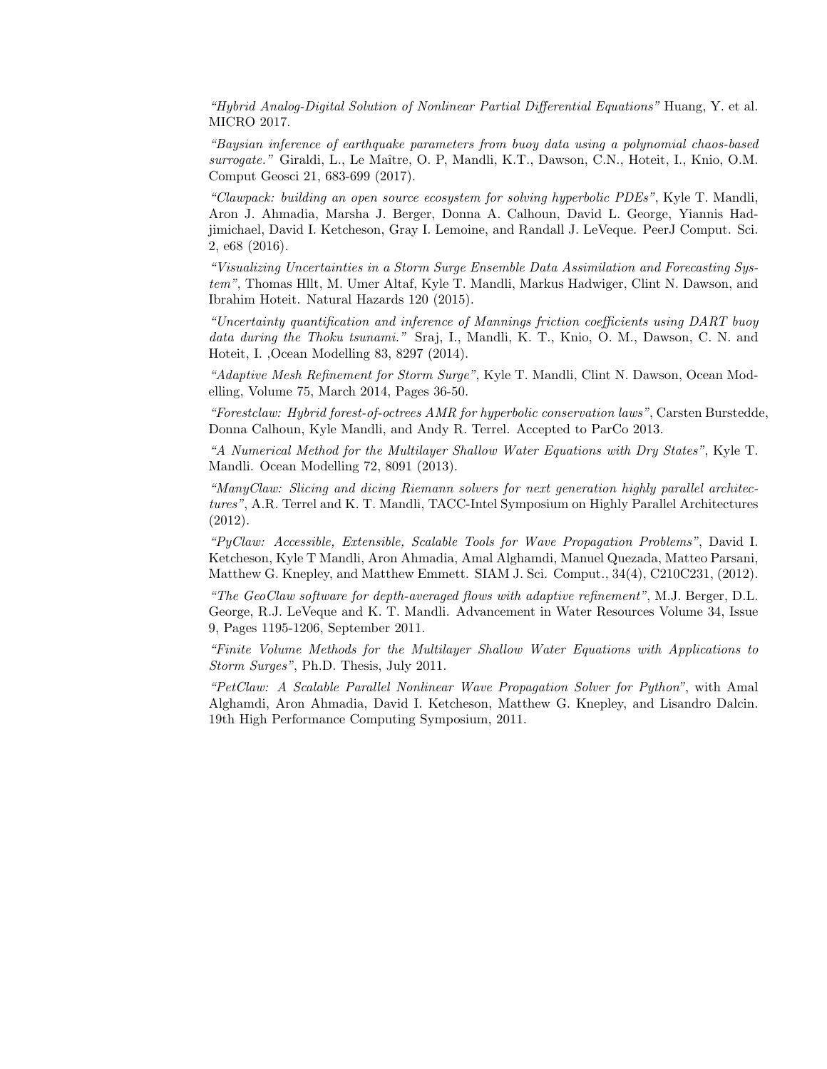*"Hybrid Analog-Digital Solution of Nonlinear Partial Differential Equations"* Huang, Y. et al. MICRO 2017.

*"Baysian inference of earthquake parameters from buoy data using a polynomial chaos-based surrogate."* Giraldi, L., Le Maître, O. P, Mandli, K.T., Dawson, C.N., Hoteit, I., Knio, O.M. Comput Geosci 21, 683-699 (2017).

*"Clawpack: building an open source ecosystem for solving hyperbolic PDEs"*, Kyle T. Mandli, Aron J. Ahmadia, Marsha J. Berger, Donna A. Calhoun, David L. George, Yiannis Hadjimichael, David I. Ketcheson, Gray I. Lemoine, and Randall J. LeVeque. PeerJ Comput. Sci. 2, e68 (2016).

*"Visualizing Uncertainties in a Storm Surge Ensemble Data Assimilation and Forecasting System"*, Thomas Hllt, M. Umer Altaf, Kyle T. Mandli, Markus Hadwiger, Clint N. Dawson, and Ibrahim Hoteit. Natural Hazards 120 (2015).

*"Uncertainty quantification and inference of Mannings friction coefficients using DART buoy data during the Thoku tsunami."* Sraj, I., Mandli, K. T., Knio, O. M., Dawson, C. N. and Hoteit, I. ,Ocean Modelling 83, 8297 (2014).

*"Adaptive Mesh Refinement for Storm Surge"*, Kyle T. Mandli, Clint N. Dawson, Ocean Modelling, Volume 75, March 2014, Pages 36-50.

*"Forestclaw: Hybrid forest-of-octrees AMR for hyperbolic conservation laws"*, Carsten Burstedde, Donna Calhoun, Kyle Mandli, and Andy R. Terrel. Accepted to ParCo 2013.

*"A Numerical Method for the Multilayer Shallow Water Equations with Dry States"*, Kyle T. Mandli. Ocean Modelling 72, 8091 (2013).

*"ManyClaw: Slicing and dicing Riemann solvers for next generation highly parallel architectures"*, A.R. Terrel and K. T. Mandli, TACC-Intel Symposium on Highly Parallel Architectures (2012).

*"PyClaw: Accessible, Extensible, Scalable Tools for Wave Propagation Problems"*, David I. Ketcheson, Kyle T Mandli, Aron Ahmadia, Amal Alghamdi, Manuel Quezada, Matteo Parsani, Matthew G. Knepley, and Matthew Emmett. SIAM J. Sci. Comput., 34(4), C210C231, (2012).

*"The GeoClaw software for depth-averaged flows with adaptive refinement"*, M.J. Berger, D.L. George, R.J. LeVeque and K. T. Mandli. Advancement in Water Resources Volume 34, Issue 9, Pages 1195-1206, September 2011.

*"Finite Volume Methods for the Multilayer Shallow Water Equations with Applications to Storm Surges"*, Ph.D. Thesis, July 2011.

*"PetClaw: A Scalable Parallel Nonlinear Wave Propagation Solver for Python"*, with Amal Alghamdi, Aron Ahmadia, David I. Ketcheson, Matthew G. Knepley, and Lisandro Dalcin. 19th High Performance Computing Symposium, 2011.